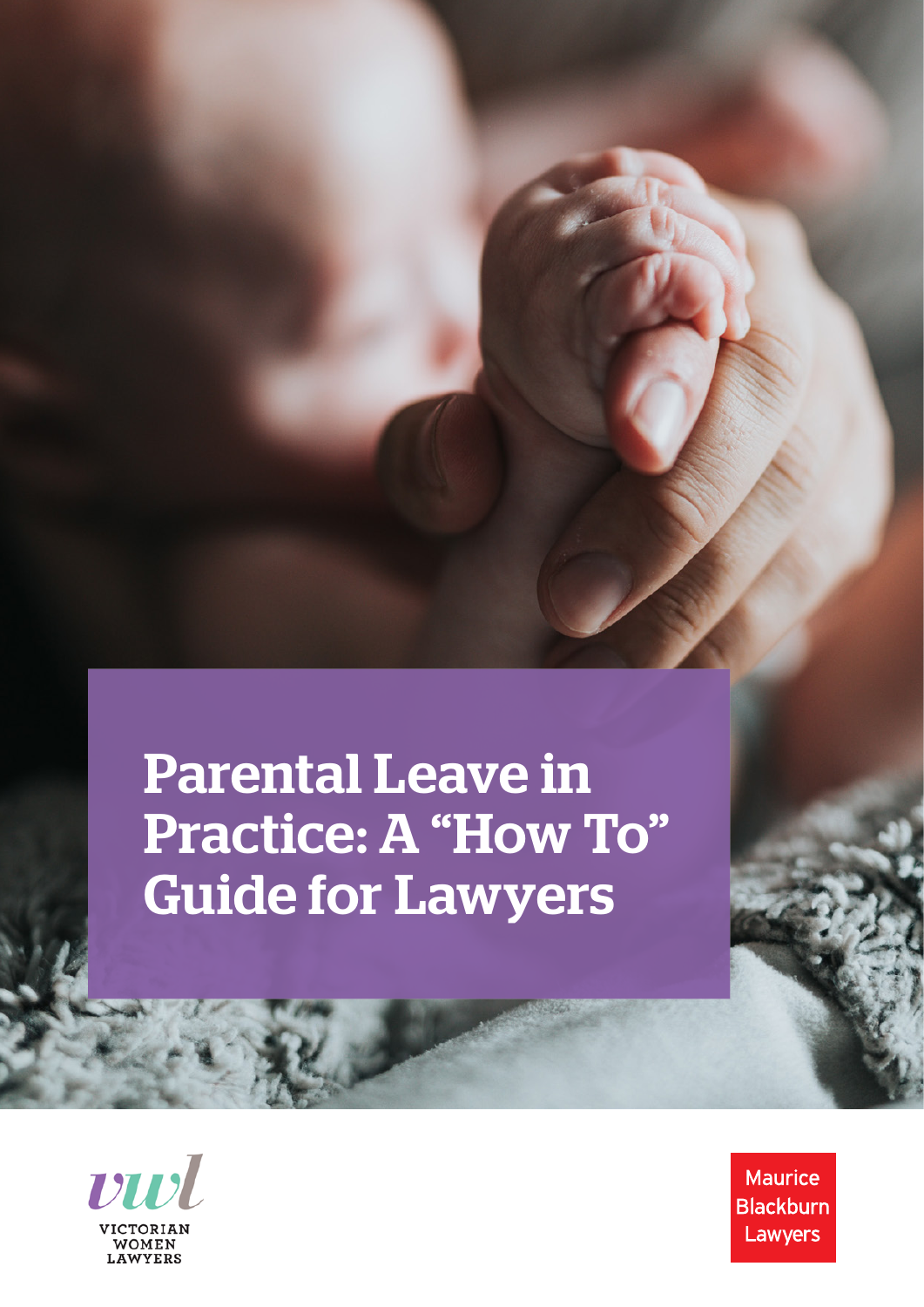# Parental Leave in Practice: A "How To" Guide for Lawyers

VICTORIAN WOMEN LAWYERS

Maurice Blackburn Lawyers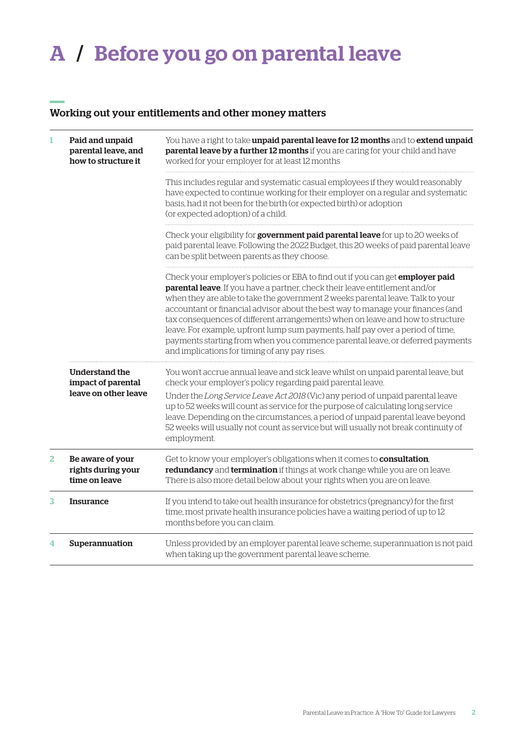# A / Before you go on parental leave

## Working out your entitlements and other money matters

| | | |
|---|---|---|
| 1 | **Paid and unpaid parental leave, and how to structure it** | You have a right to take **unpaid parental leave for 12 months** and to **extend unpaid parental leave by a further 12 months** if you are caring for your child and have worked for your employer for at least 12 months |
| | | This includes regular and systematic casual employees if they would reasonably have expected to continue working for their employer on a regular and systematic basis, had it not been for the birth (or expected birth) or adoption (or expected adoption) of a child. |
| | | Check your eligibility for **government paid parental leave** for up to 20 weeks of paid parental leave. Following the 2022 Budget, this 20 weeks of paid parental leave can be split between parents as they choose. |
| | | Check your employer's policies or EBA to find out if you can get **employer paid parental leave**. If you have a partner, check their leave entitlement and/or when they are able to take the government 2 weeks parental leave. Talk to your accountant or financial advisor about the best way to manage your finances (and tax consequences of different arrangements) when on leave and how to structure leave. For example, upfront lump sum payments, half pay over a period of time, payments starting from when you commence parental leave, or deferred payments and implications for timing of any pay rises. |
| | **Understand the impact of parental leave on other leave** | You won't accrue annual leave and sick leave whilst on unpaid parental leave, but check your employer's policy regarding paid parental leave.<br>Under the *Long Service Leave Act 2018* (Vic) any period of unpaid parental leave up to 52 weeks will count as service for the purpose of calculating long service leave. Depending on the circumstances, a period of unpaid parental leave beyond 52 weeks will usually not count as service but will usually not break continuity of employment. |
| 2 | **Be aware of your rights during your time on leave** | Get to know your employer's obligations when it comes to **consultation**, **redundancy** and **termination** if things at work change while you are on leave. There is also more detail below about your rights when you are on leave. |
| 3 | **Insurance** | If you intend to take out health insurance for obstetrics (pregnancy) for the first time, most private health insurance policies have a waiting period of up to 12 months before you can claim. |
| 4 | **Superannuation** | Unless provided by an employer parental leave scheme, superannuation is not paid when taking up the government parental leave scheme. |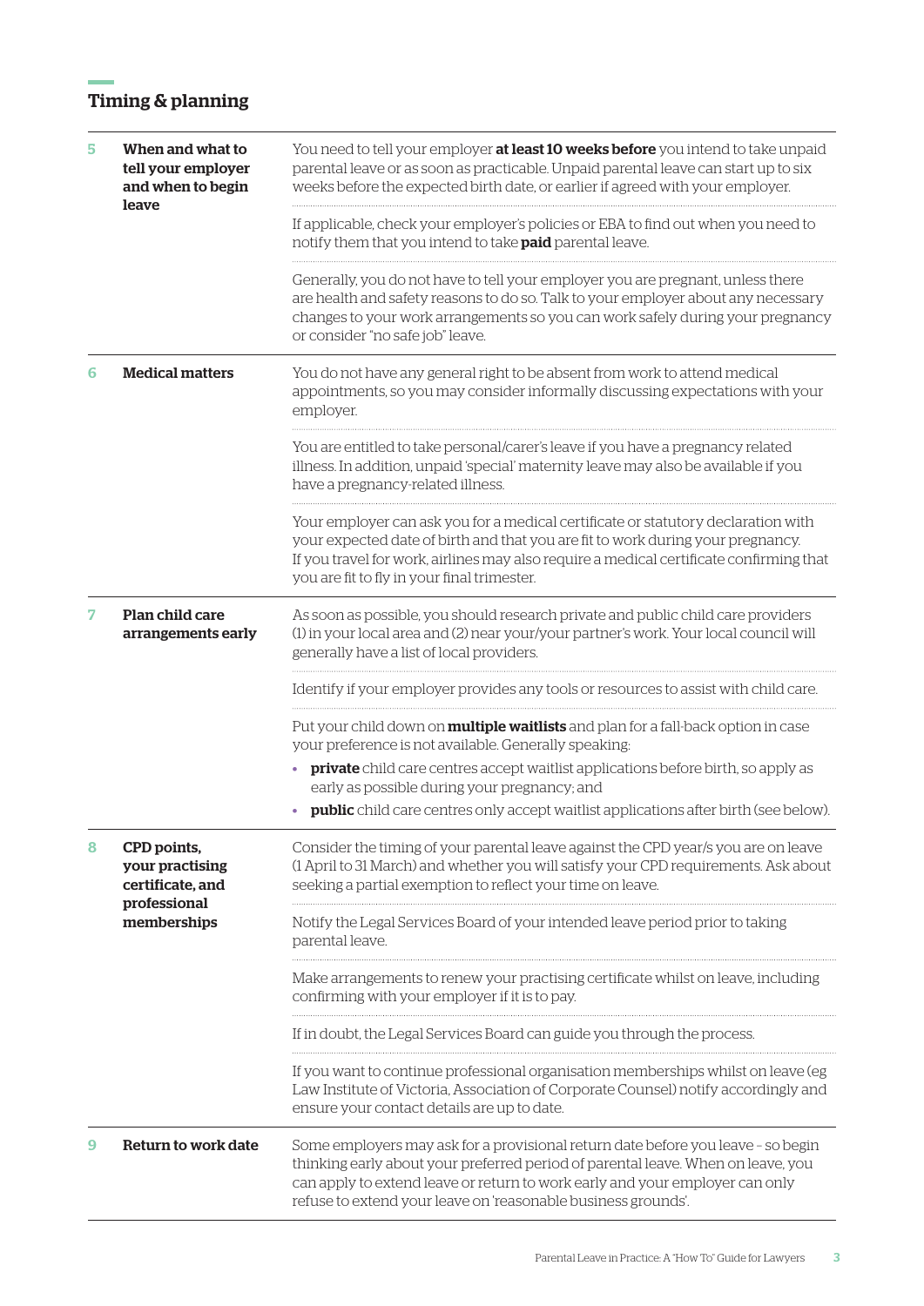## Timing & planning

| | | |
|---|---|---|
| **5** | **When and what to tell your employer and when to begin leave** | You need to tell your employer **at least 10 weeks before** you intend to take unpaid parental leave or as soon as practicable. Unpaid parental leave can start up to six weeks before the expected birth date, or earlier if agreed with your employer. |
| | | If applicable, check your employer's policies or EBA to find out when you need to notify them that you intend to take **paid** parental leave. |
| | | Generally, you do not have to tell your employer you are pregnant, unless there are health and safety reasons to do so. Talk to your employer about any necessary changes to your work arrangements so you can work safely during your pregnancy or consider "no safe job" leave. |
| **6** | **Medical matters** | You do not have any general right to be absent from work to attend medical appointments, so you may consider informally discussing expectations with your employer. |
| | | You are entitled to take personal/carer's leave if you have a pregnancy related illness. In addition, unpaid 'special' maternity leave may also be available if you have a pregnancy-related illness. |
| | | Your employer can ask you for a medical certificate or statutory declaration with your expected date of birth and that you are fit to work during your pregnancy. If you travel for work, airlines may also require a medical certificate confirming that you are fit to fly in your final trimester. |
| **7** | **Plan child care arrangements early** | As soon as possible, you should research private and public child care providers (1) in your local area and (2) near your/your partner's work. Your local council will generally have a list of local providers. |
| | | Identify if your employer provides any tools or resources to assist with child care. |
| | | Put your child down on **multiple waitlists** and plan for a fall-back option in case your preference is not available. Generally speaking:<br>• **private** child care centres accept waitlist applications before birth, so apply as early as possible during your pregnancy; and<br>• **public** child care centres only accept waitlist applications after birth (see below). |
| **8** | **CPD points, your practising certificate, and professional memberships** | Consider the timing of your parental leave against the CPD year/s you are on leave (1 April to 31 March) and whether you will satisfy your CPD requirements. Ask about seeking a partial exemption to reflect your time on leave. |
| | | Notify the Legal Services Board of your intended leave period prior to taking parental leave. |
| | | Make arrangements to renew your practising certificate whilst on leave, including confirming with your employer if it is to pay. |
| | | If in doubt, the Legal Services Board can guide you through the process. |
| | | If you want to continue professional organisation memberships whilst on leave (eg Law Institute of Victoria, Association of Corporate Counsel) notify accordingly and ensure your contact details are up to date. |
| **9** | **Return to work date** | Some employers may ask for a provisional return date before you leave – so begin thinking early about your preferred period of parental leave. When on leave, you can apply to extend leave or return to work early and your employer can only refuse to extend your leave on 'reasonable business grounds'. |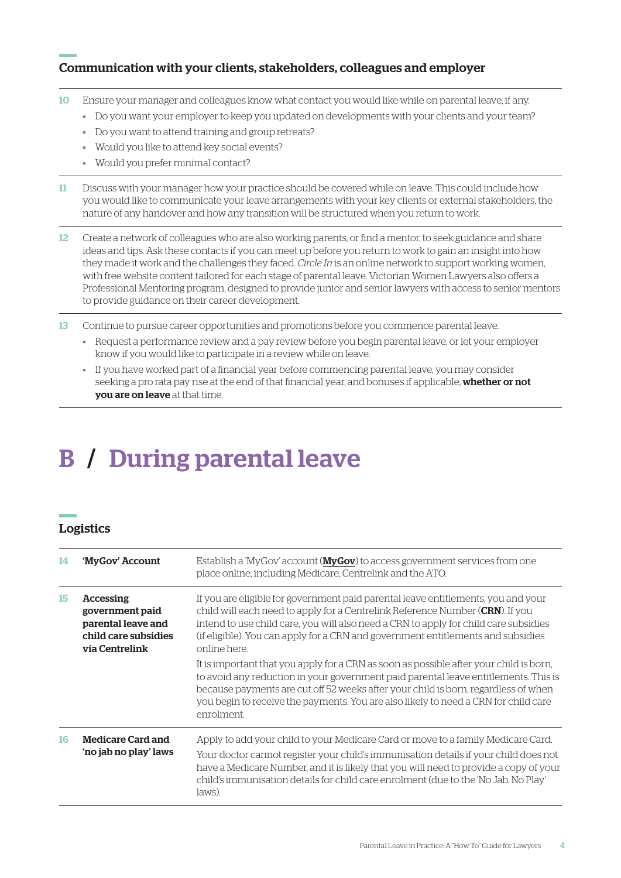## Communication with your clients, stakeholders, colleagues and employer

**10** Ensure your manager and colleagues know what contact you would like while on parental leave, if any.

- Do you want your employer to keep you updated on developments with your clients and your team?
- Do you want to attend training and group retreats?
- Would you like to attend key social events?
- Would you prefer minimal contact?

**11** Discuss with your manager how your practice should be covered while on leave. This could include how you would like to communicate your leave arrangements with your key clients or external stakeholders, the nature of any handover and how any transition will be structured when you return to work.

**12** Create a network of colleagues who are also working parents, or find a mentor, to seek guidance and share ideas and tips. Ask these contacts if you can meet up before you return to work to gain an insight into how they made it work and the challenges they faced. *Circle In* is an online network to support working women, with free website content tailored for each stage of parental leave. Victorian Women Lawyers also offers a Professional Mentoring program, designed to provide junior and senior lawyers with access to senior mentors to provide guidance on their career development.

**13** Continue to pursue career opportunities and promotions before you commence parental leave.

- Request a performance review and a pay review before you begin parental leave, or let your employer know if you would like to participate in a review while on leave.
- If you have worked part of a financial year before commencing parental leave, you may consider seeking a pro rata pay rise at the end of that financial year, and bonuses if applicable, **whether or not you are on leave** at that time.

# B / During parental leave

## Logistics

| | | |
|---|---|---|
| **14** | **'MyGov' Account** | Establish a 'MyGov' account (**MyGov**) to access government services from one place online, including Medicare, Centrelink and the ATO. |
| **15** | **Accessing government paid parental leave and child care subsidies via Centrelink** | If you are eligible for government paid parental leave entitlements, you and your child will each need to apply for a Centrelink Reference Number (**CRN**). If you intend to use child care, you will also need a CRN to apply for child care subsidies (if eligible). You can apply for a CRN and government entitlements and subsidies online here.<br><br>It is important that you apply for a CRN as soon as possible after your child is born, to avoid any reduction in your government paid parental leave entitlements. This is because payments are cut off 52 weeks after your child is born, regardless of when you begin to receive the payments. You are also likely to need a CRN for child care enrolment. |
| **16** | **Medicare Card and 'no jab no play' laws** | Apply to add your child to your Medicare Card or move to a family Medicare Card.<br><br>Your doctor cannot register your child's immunisation details if your child does not have a Medicare Number, and it is likely that you will need to provide a copy of your child's immunisation details for child care enrolment (due to the 'No Jab, No Play' laws). |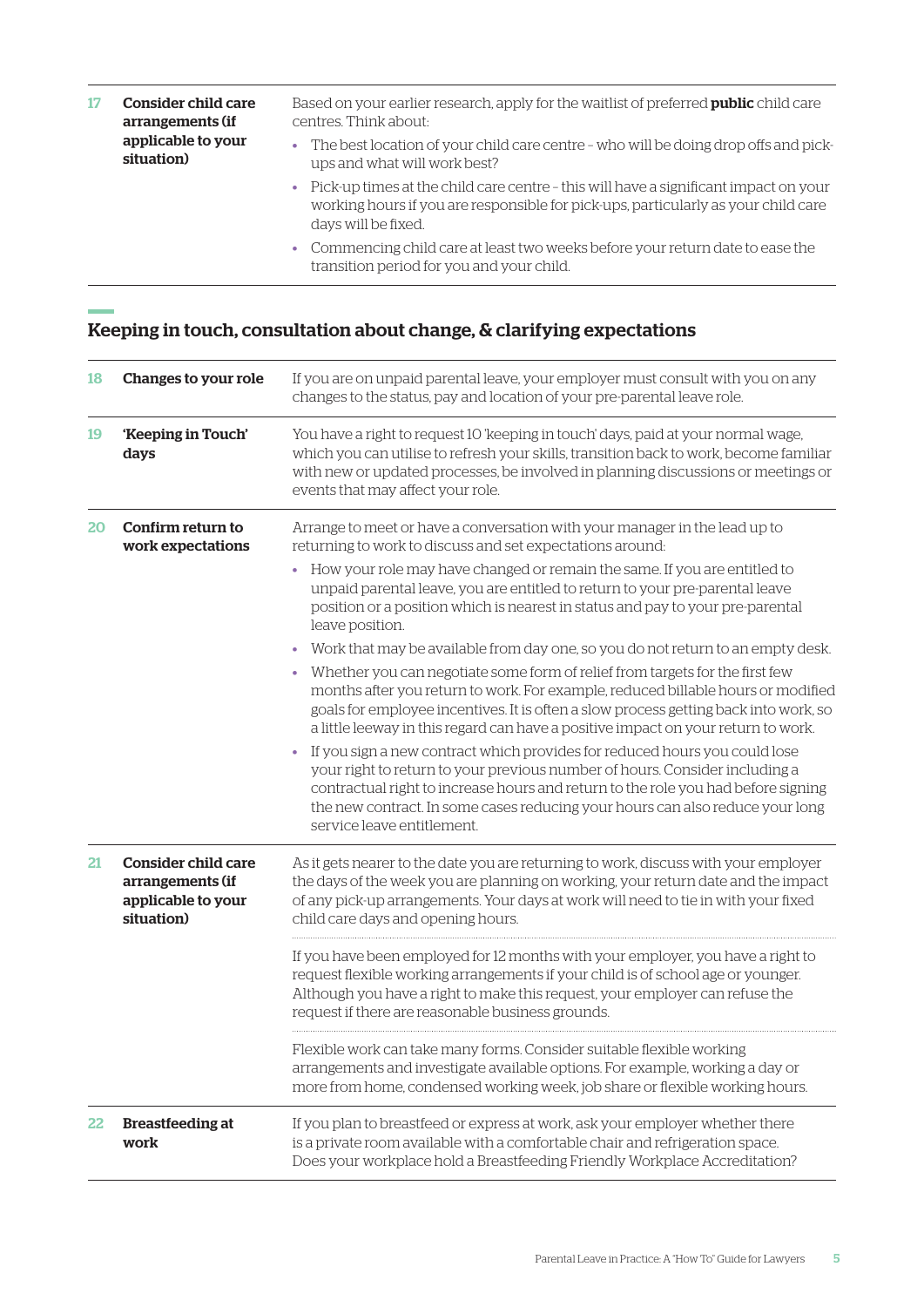| | | |
|---|---|---|
| 17 | **Consider child care arrangements (if applicable to your situation)** | Based on your earlier research, apply for the waitlist of preferred **public** child care centres. Think about:<br>• The best location of your child care centre – who will be doing drop offs and pick-ups and what will work best?<br>• Pick-up times at the child care centre – this will have a significant impact on your working hours if you are responsible for pick-ups, particularly as your child care days will be fixed.<br>• Commencing child care at least two weeks before your return date to ease the transition period for you and your child. |

## Keeping in touch, consultation about change, & clarifying expectations

| | | |
|---|---|---|
| 18 | **Changes to your role** | If you are on unpaid parental leave, your employer must consult with you on any changes to the status, pay and location of your pre-parental leave role. |
| 19 | **'Keeping in Touch' days** | You have a right to request 10 'keeping in touch' days, paid at your normal wage, which you can utilise to refresh your skills, transition back to work, become familiar with new or updated processes, be involved in planning discussions or meetings or events that may affect your role. |
| 20 | **Confirm return to work expectations** | Arrange to meet or have a conversation with your manager in the lead up to returning to work to discuss and set expectations around:<br>• How your role may have changed or remain the same. If you are entitled to unpaid parental leave, you are entitled to return to your pre-parental leave position or a position which is nearest in status and pay to your pre-parental leave position.<br>• Work that may be available from day one, so you do not return to an empty desk.<br>• Whether you can negotiate some form of relief from targets for the first few months after you return to work. For example, reduced billable hours or modified goals for employee incentives. It is often a slow process getting back into work, so a little leeway in this regard can have a positive impact on your return to work.<br>• If you sign a new contract which provides for reduced hours you could lose your right to return to your previous number of hours. Consider including a contractual right to increase hours and return to the role you had before signing the new contract. In some cases reducing your hours can also reduce your long service leave entitlement. |
| 21 | **Consider child care arrangements (if applicable to your situation)** | As it gets nearer to the date you are returning to work, discuss with your employer the days of the week you are planning on working, your return date and the impact of any pick-up arrangements. Your days at work will need to tie in with your fixed child care days and opening hours.<br><br>If you have been employed for 12 months with your employer, you have a right to request flexible working arrangements if your child is of school age or younger. Although you have a right to make this request, your employer can refuse the request if there are reasonable business grounds.<br><br>Flexible work can take many forms. Consider suitable flexible working arrangements and investigate available options. For example, working a day or more from home, condensed working week, job share or flexible working hours. |
| 22 | **Breastfeeding at work** | If you plan to breastfeed or express at work, ask your employer whether there is a private room available with a comfortable chair and refrigeration space. Does your workplace hold a Breastfeeding Friendly Workplace Accreditation? |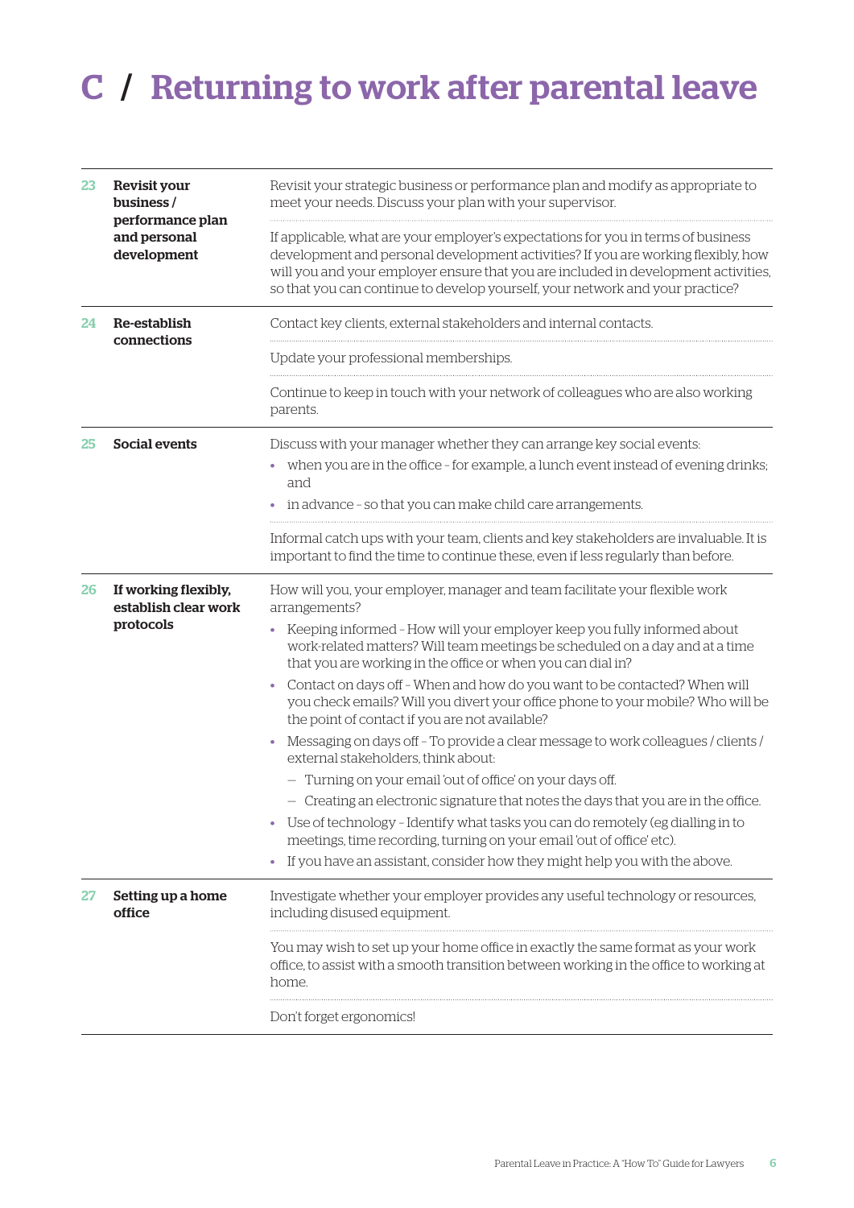# C / Returning to work after parental leave

| | | |
|---|---|---|
| 23 | **Revisit your business / performance plan and personal development** | Revisit your strategic business or performance plan and modify as appropriate to meet your needs. Discuss your plan with your supervisor. |
| | | If applicable, what are your employer's expectations for you in terms of business development and personal development activities? If you are working flexibly, how will you and your employer ensure that you are included in development activities, so that you can continue to develop yourself, your network and your practice? |
| 24 | **Re-establish connections** | Contact key clients, external stakeholders and internal contacts. |
| | | Update your professional memberships. |
| | | Continue to keep in touch with your network of colleagues who are also working parents. |
| 25 | **Social events** | Discuss with your manager whether they can arrange key social events:<br>• when you are in the office – for example, a lunch event instead of evening drinks; and<br>• in advance – so that you can make child care arrangements. |
| | | Informal catch ups with your team, clients and key stakeholders are invaluable. It is important to find the time to continue these, even if less regularly than before. |
| 26 | **If working flexibly, establish clear work protocols** | How will you, your employer, manager and team facilitate your flexible work arrangements?<br>• Keeping informed – How will your employer keep you fully informed about work-related matters? Will team meetings be scheduled on a day and at a time that you are working in the office or when you can dial in?<br>• Contact on days off – When and how do you want to be contacted? When will you check emails? Will you divert your office phone to your mobile? Who will be the point of contact if you are not available?<br>• Messaging on days off – To provide a clear message to work colleagues / clients / external stakeholders, think about:<br>  – Turning on your email 'out of office' on your days off.<br>  – Creating an electronic signature that notes the days that you are in the office.<br>• Use of technology – Identify what tasks you can do remotely (eg dialling in to meetings, time recording, turning on your email 'out of office' etc).<br>• If you have an assistant, consider how they might help you with the above. |
| 27 | **Setting up a home office** | Investigate whether your employer provides any useful technology or resources, including disused equipment. |
| | | You may wish to set up your home office in exactly the same format as your work office, to assist with a smooth transition between working in the office to working at home. |
| | | Don't forget ergonomics! |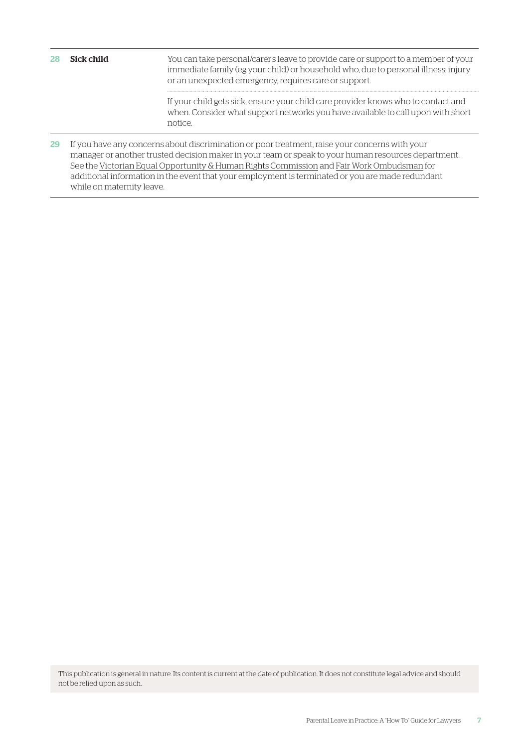| | | |
|---|---|---|
| 28 | **Sick child** | You can take personal/carer's leave to provide care or support to a member of your immediate family (eg your child) or household who, due to personal illness, injury or an unexpected emergency, requires care or support.<br><br>If your child gets sick, ensure your child care provider knows who to contact and when. Consider what support networks you have available to call upon with short notice. |

29 If you have any concerns about discrimination or poor treatment, raise your concerns with your manager or another trusted decision maker in your team or speak to your human resources department. See the Victorian Equal Opportunity & Human Rights Commission and Fair Work Ombudsman for additional information in the event that your employment is terminated or you are made redundant while on maternity leave.

This publication is general in nature. Its content is current at the date of publication. It does not constitute legal advice and should not be relied upon as such.